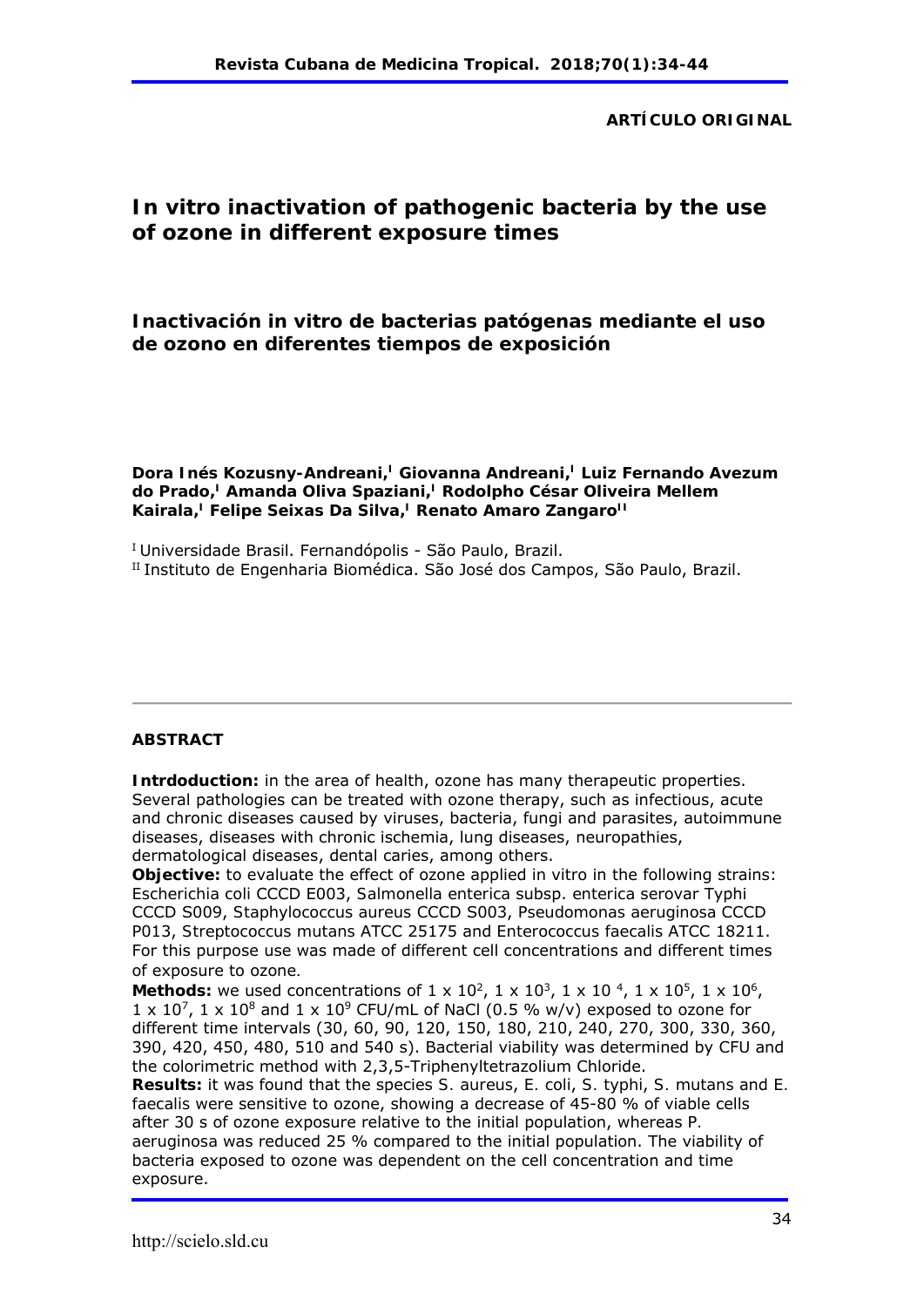**ARTÍCULO ORIGINAL**

# In vitro inactivation of pathogenic bacteria by the use of ozone in different exposure times

## Inactivación in vitro de bacterias patógenas mediante el uso de ozono en diferentes tiempos de exposición

**Dora Inés Kozusny-Andreani,[I] Giovanna Andreani,[I] Luiz Fernando Avezum do Prado,[I] Amanda Oliva Spaziani,[I] Rodolpho César Oliveira Mellem Kairala,[I] Felipe Seixas Da Silva,[I] Renato Amaro Zangaro[II]**

[I] Universidade Brasil. Fernandópolis - São Paulo, Brazil.
[II] Instituto de Engenharia Biomédica. São José dos Campos, São Paulo, Brazil.

---

### ABSTRACT

**Intrdoduction:** in the area of health, ozone has many therapeutic properties. Several pathologies can be treated with ozone therapy, such as infectious, acute and chronic diseases caused by viruses, bacteria, fungi and parasites, autoimmune diseases, diseases with chronic ischemia, lung diseases, neuropathies, dermatological diseases, dental caries, among others.

**Objective:** to evaluate the effect of ozone applied in vitro in the following strains: Escherichia coli CCCD E003, Salmonella enterica subsp. enterica serovar Typhi CCCD S009, Staphylococcus aureus CCCD S003, Pseudomonas aeruginosa CCCD P013, Streptococcus mutans ATCC 25175 and Enterococcus faecalis ATCC 18211. For this purpose use was made of different cell concentrations and different times of exposure to ozone.

**Methods:** we used concentrations of $1 \times 10^2$, $1 \times 10^3$, $1 \times 10^4$, $1 \times 10^5$, $1 \times 10^6$, $1 \times 10^7$, $1 \times 10^8$ and $1 \times 10^9$ CFU/mL of NaCl (0.5 % w/v) exposed to ozone for different time intervals (30, 60, 90, 120, 150, 180, 210, 240, 270, 300, 330, 360, 390, 420, 450, 480, 510 and 540 s). Bacterial viability was determined by CFU and the colorimetric method with 2,3,5-Triphenyltetrazolium Chloride.

**Results:** it was found that the species S. aureus, E. coli, S. typhi, S. mutans and E. faecalis were sensitive to ozone, showing a decrease of 45-80 % of viable cells after 30 s of ozone exposure relative to the initial population, whereas P. aeruginosa was reduced 25 % compared to the initial population. The viability of bacteria exposed to ozone was dependent on the cell concentration and time exposure.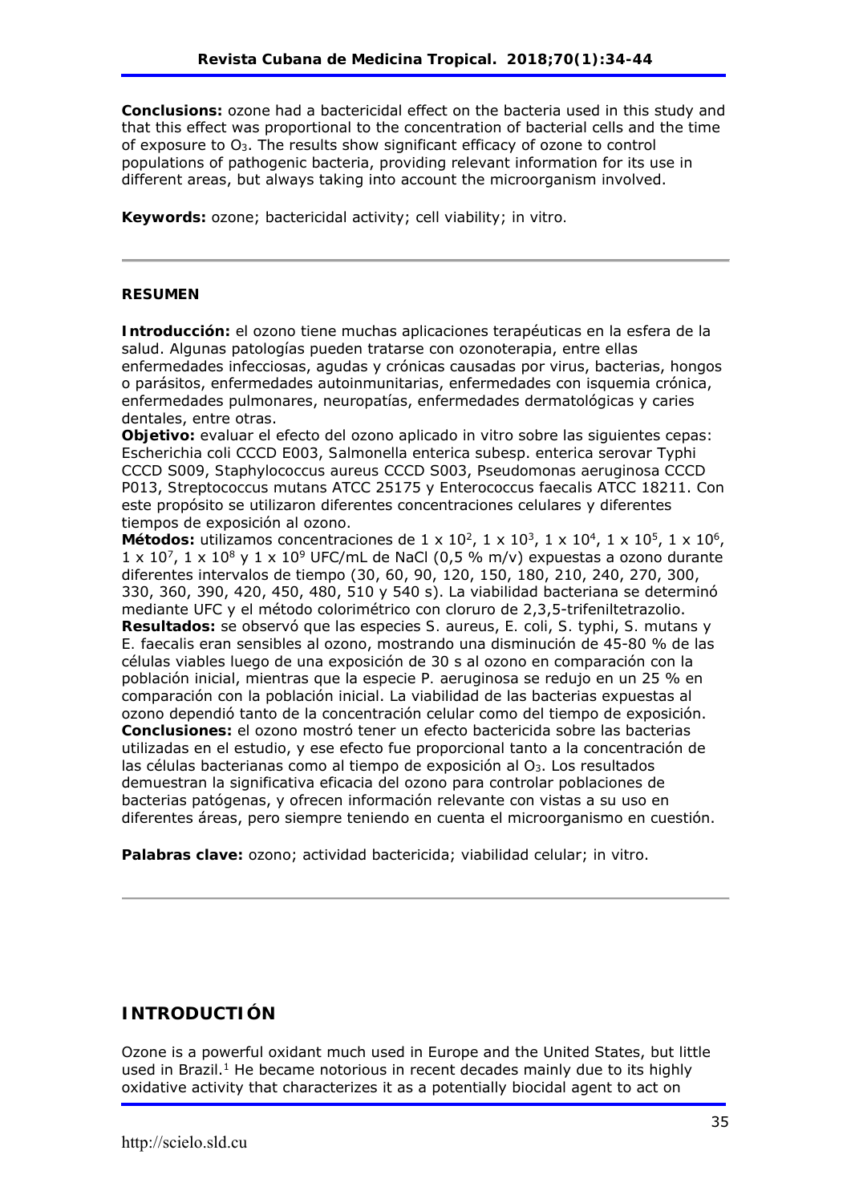**Conclusions:** ozone had a bactericidal effect on the bacteria used in this study and that this effect was proportional to the concentration of bacterial cells and the time of exposure to $O_3$. The results show significant efficacy of ozone to control populations of pathogenic bacteria, providing relevant information for its use in different areas, but always taking into account the microorganism involved.

**Keywords:** ozone; bactericidal activity; cell viability; in vitro.

---

**RESUMEN**

**Introducción:** el ozono tiene muchas aplicaciones terapéuticas en la esfera de la salud. Algunas patologías pueden tratarse con ozonoterapia, entre ellas enfermedades infecciosas, agudas y crónicas causadas por virus, bacterias, hongos o parásitos, enfermedades autoinmunitarias, enfermedades con isquemia crónica, enfermedades pulmonares, neuropatías, enfermedades dermatológicas y caries dentales, entre otras.
**Objetivo:** evaluar el efecto del ozono aplicado in vitro sobre las siguientes cepas: Escherichia coli CCCD E003, Salmonella enterica subesp. enterica serovar Typhi CCCD S009, Staphylococcus aureus CCCD S003, Pseudomonas aeruginosa CCCD P013, Streptococcus mutans ATCC 25175 y Enterococcus faecalis ATCC 18211. Con este propósito se utilizaron diferentes concentraciones celulares y diferentes tiempos de exposición al ozono.
**Métodos:** utilizamos concentraciones de $1 \times 10^2$, $1 \times 10^3$, $1 \times 10^4$, $1 \times 10^5$, $1 \times 10^6$, $1 \times 10^7$, $1 \times 10^8$ y $1 \times 10^9$ UFC/mL de NaCl (0,5 % m/v) expuestas a ozono durante diferentes intervalos de tiempo (30, 60, 90, 120, 150, 180, 210, 240, 270, 300, 330, 360, 390, 420, 450, 480, 510 y 540 s). La viabilidad bacteriana se determinó mediante UFC y el método colorimétrico con cloruro de 2,3,5-trifeniltetrazolio.
**Resultados:** se observó que las especies S. aureus, E. coli, S. typhi, S. mutans y E. faecalis eran sensibles al ozono, mostrando una disminución de 45-80 % de las células viables luego de una exposición de 30 s al ozono en comparación con la población inicial, mientras que la especie P. aeruginosa se redujo en un 25 % en comparación con la población inicial. La viabilidad de las bacterias expuestas al ozono dependió tanto de la concentración celular como del tiempo de exposición.
**Conclusiones:** el ozono mostró tener un efecto bactericida sobre las bacterias utilizadas en el estudio, y ese efecto fue proporcional tanto a la concentración de las células bacterianas como al tiempo de exposición al $O_3$. Los resultados demuestran la significativa eficacia del ozono para controlar poblaciones de bacterias patógenas, y ofrecen información relevante con vistas a su uso en diferentes áreas, pero siempre teniendo en cuenta el microorganismo en cuestión.

**Palabras clave:** ozono; actividad bactericida; viabilidad celular; in vitro.

---

## INTRODUCTIÓN

Ozone is a powerful oxidant much used in Europe and the United States, but little used in Brazil.[1] He became notorious in recent decades mainly due to its highly oxidative activity that characterizes it as a potentially biocidal agent to act on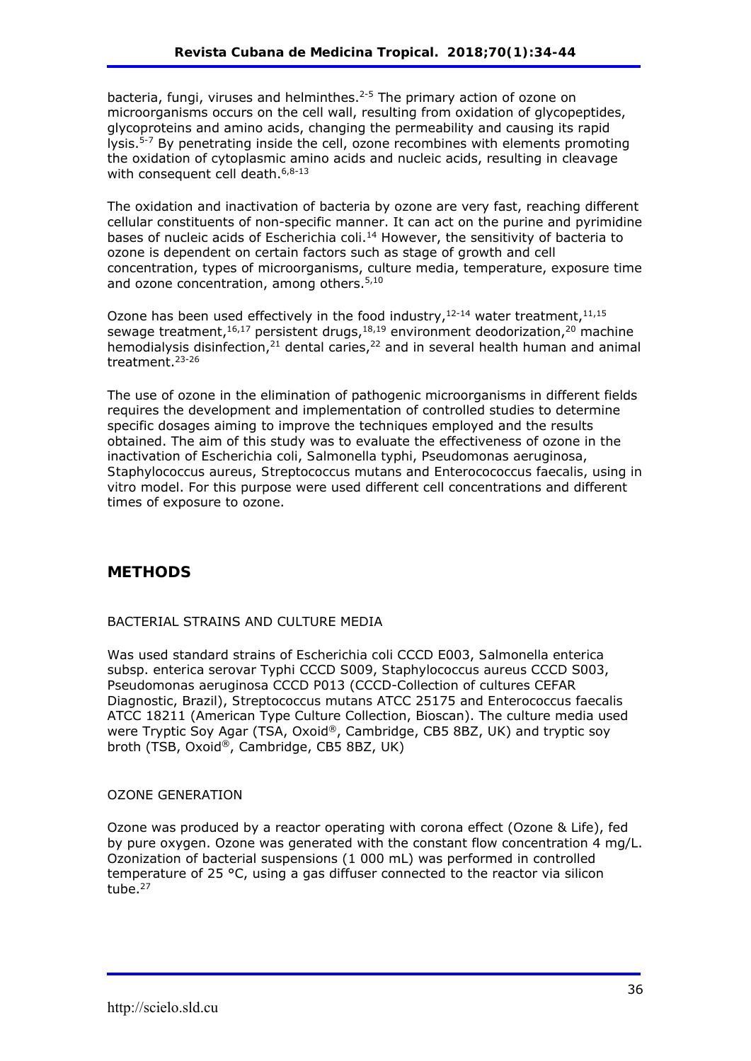bacteria, fungi, viruses and helminthes.[2-5] The primary action of ozone on microorganisms occurs on the cell wall, resulting from oxidation of glycopeptides, glycoproteins and amino acids, changing the permeability and causing its rapid lysis.[5-7] By penetrating inside the cell, ozone recombines with elements promoting the oxidation of cytoplasmic amino acids and nucleic acids, resulting in cleavage with consequent cell death.[6,8-13]

The oxidation and inactivation of bacteria by ozone are very fast, reaching different cellular constituents of non-specific manner. It can act on the purine and pyrimidine bases of nucleic acids of Escherichia coli.[14] However, the sensitivity of bacteria to ozone is dependent on certain factors such as stage of growth and cell concentration, types of microorganisms, culture media, temperature, exposure time and ozone concentration, among others.[5,10]

Ozone has been used effectively in the food industry,[12-14] water treatment,[11,15] sewage treatment,[16,17] persistent drugs,[18,19] environment deodorization,[20] machine hemodialysis disinfection,[21] dental caries,[22] and in several health human and animal treatment.[23-26]

The use of ozone in the elimination of pathogenic microorganisms in different fields requires the development and implementation of controlled studies to determine specific dosages aiming to improve the techniques employed and the results obtained. The aim of this study was to evaluate the effectiveness of ozone in the inactivation of Escherichia coli, Salmonella typhi, Pseudomonas aeruginosa, Staphylococcus aureus, Streptococcus mutans and Enterocococcus faecalis, using in vitro model. For this purpose were used different cell concentrations and different times of exposure to ozone.

## METHODS

### BACTERIAL STRAINS AND CULTURE MEDIA

Was used standard strains of Escherichia coli CCCD E003, Salmonella enterica subsp. enterica serovar Typhi CCCD S009, Staphylococcus aureus CCCD S003, Pseudomonas aeruginosa CCCD P013 (CCCD-Collection of cultures CEFAR Diagnostic, Brazil), Streptococcus mutans ATCC 25175 and Enterococcus faecalis ATCC 18211 (American Type Culture Collection, Bioscan). The culture media used were Tryptic Soy Agar (TSA, Oxoid®, Cambridge, CB5 8BZ, UK) and tryptic soy broth (TSB, Oxoid®, Cambridge, CB5 8BZ, UK)

### OZONE GENERATION

Ozone was produced by a reactor operating with corona effect (Ozone & Life), fed by pure oxygen. Ozone was generated with the constant flow concentration 4 mg/L. Ozonization of bacterial suspensions (1 000 mL) was performed in controlled temperature of 25 °C, using a gas diffuser connected to the reactor via silicon tube.[27]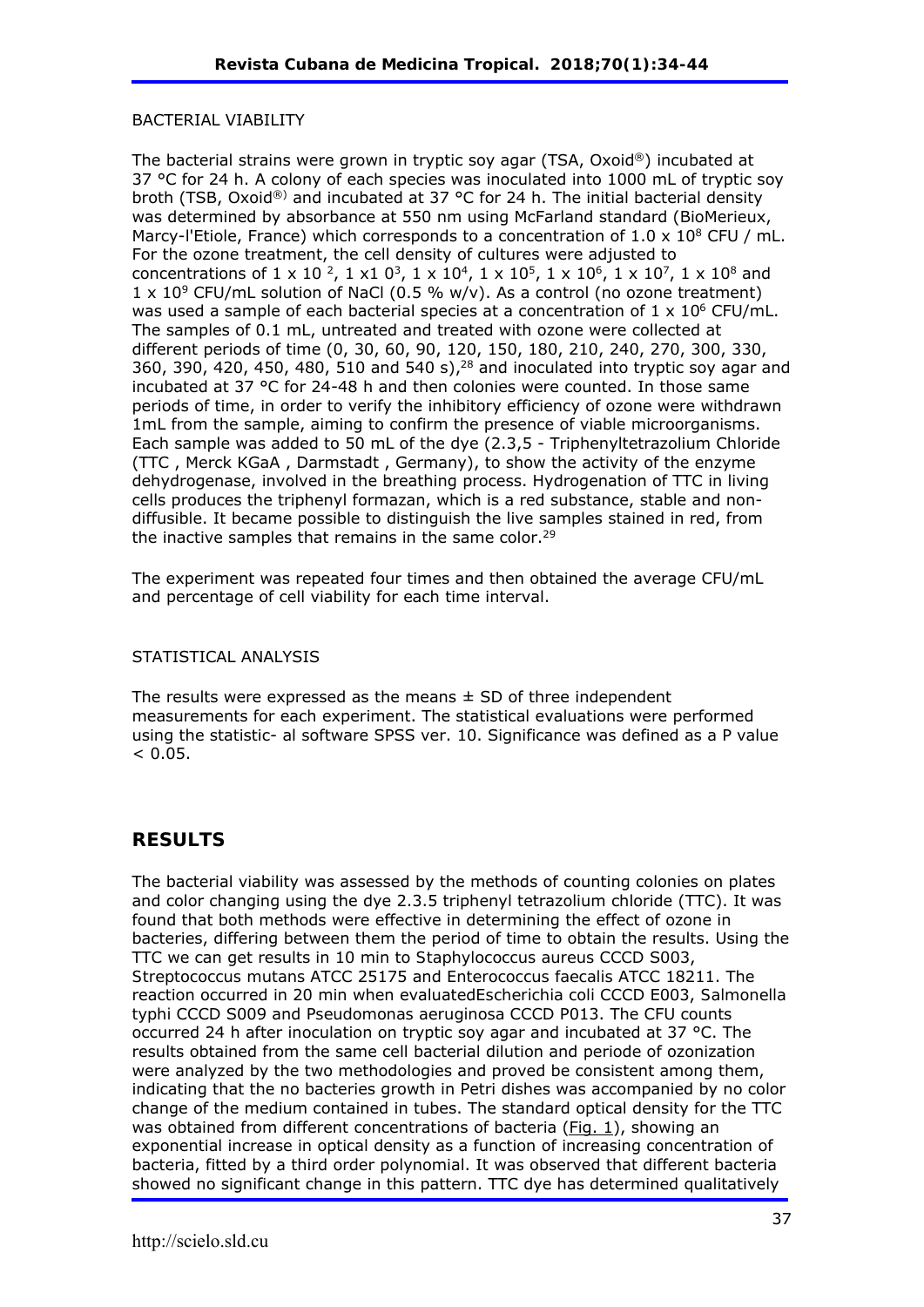BACTERIAL VIABILITY

The bacterial strains were grown in tryptic soy agar (TSA, Oxoid®) incubated at 37 °C for 24 h. A colony of each species was inoculated into 1000 mL of tryptic soy broth (TSB, Oxoid®) and incubated at 37 °C for 24 h. The initial bacterial density was determined by absorbance at 550 nm using McFarland standard (BioMerieux, Marcy-l'Etiole, France) which corresponds to a concentration of $1.0 \times 10^8$ CFU / mL. For the ozone treatment, the cell density of cultures were adjusted to concentrations of $1 \times 10^2$, $1 \times 10^3$, $1 \times 10^4$, $1 \times 10^5$, $1 \times 10^6$, $1 \times 10^7$, $1 \times 10^8$ and $1 \times 10^9$ CFU/mL solution of NaCl (0.5 % w/v). As a control (no ozone treatment) was used a sample of each bacterial species at a concentration of $1 \times 10^6$ CFU/mL. The samples of 0.1 mL, untreated and treated with ozone were collected at different periods of time (0, 30, 60, 90, 120, 150, 180, 210, 240, 270, 300, 330, 360, 390, 420, 450, 480, 510 and 540 s),[28] and inoculated into tryptic soy agar and incubated at 37 °C for 24-48 h and then colonies were counted. In those same periods of time, in order to verify the inhibitory efficiency of ozone were withdrawn 1mL from the sample, aiming to confirm the presence of viable microorganisms. Each sample was added to 50 mL of the dye (2.3,5 - Triphenyltetrazolium Chloride (TTC , Merck KGaA , Darmstadt , Germany), to show the activity of the enzyme dehydrogenase, involved in the breathing process. Hydrogenation of TTC in living cells produces the triphenyl formazan, which is a red substance, stable and non-diffusible. It became possible to distinguish the live samples stained in red, from the inactive samples that remains in the same color.[29]

The experiment was repeated four times and then obtained the average CFU/mL and percentage of cell viability for each time interval.

STATISTICAL ANALYSIS

The results were expressed as the means ± SD of three independent measurements for each experiment. The statistical evaluations were performed using the statistic- al software SPSS ver. 10. Significance was defined as a P value $< 0.05$.

## RESULTS

The bacterial viability was assessed by the methods of counting colonies on plates and color changing using the dye 2.3.5 triphenyl tetrazolium chloride (TTC). It was found that both methods were effective in determining the effect of ozone in bacteria, differing between them the period of time to obtain the results. Using the TTC we can get results in 10 min to Staphylococcus aureus CCCD S003, Streptococcus mutans ATCC 25175 and Enterococcus faecalis ATCC 18211. The reaction occurred in 20 min when evaluatedEscherichia coli CCCD E003, Salmonella typhi CCCD S009 and Pseudomonas aeruginosa CCCD P013. The CFU counts occurred 24 h after inoculation on tryptic soy agar and incubated at 37 °C. The results obtained from the same cell bacterial dilution and periode of ozonization were analyzed by the two methodologies and proved be consistent among them, indicating that the no bacteries growth in Petri dishes was accompanied by no color change of the medium contained in tubes. The standard optical density for the TTC was obtained from different concentrations of bacteria (Fig. 1), showing an exponential increase in optical density as a function of increasing concentration of bacteria, fitted by a third order polynomial. It was observed that different bacteria showed no significant change in this pattern. TTC dye has determined qualitatively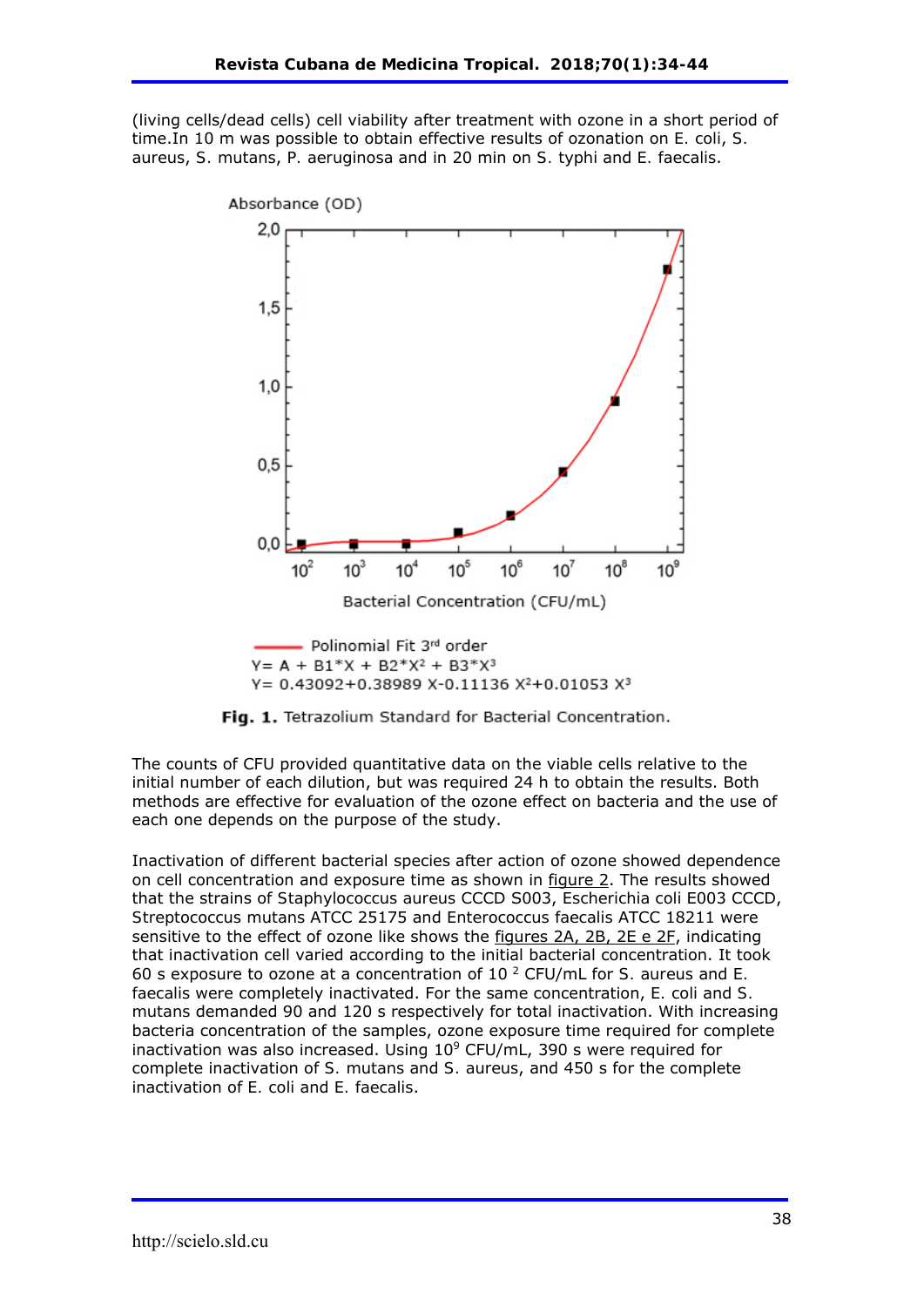(living cells/dead cells) cell viability after treatment with ozone in a short period of time.In 10 m was possible to obtain effective results of ozonation on E. coli, S. aureus, S. mutans, P. aeruginosa and in 20 min on S. typhi and E. faecalis.

Polinomial Fit 3rd order

$Y = A + B1*X + B2*X^2 + B3*X^3$

$Y = 0.43092+0.38989\,X-0.11136\,X^2+0.01053\,X^3$

**Fig. 1.** Tetrazolium Standard for Bacterial Concentration.

The counts of CFU provided quantitative data on the viable cells relative to the initial number of each dilution, but was required 24 h to obtain the results. Both methods are effective for evaluation of the ozone effect on bacteria and the use of each one depends on the purpose of the study.

Inactivation of different bacterial species after action of ozone showed dependence on cell concentration and exposure time as shown in figure 2. The results showed that the strains of Staphylococcus aureus CCCD S003, Escherichia coli E003 CCCD, Streptococcus mutans ATCC 25175 and Enterococcus faecalis ATCC 18211 were sensitive to the effect of ozone like shows the figures 2A, 2B, 2E e 2F, indicating that inactivation cell varied according to the initial bacterial concentration. It took 60 s exposure to ozone at a concentration of $10^2$ CFU/mL for S. aureus and E. faecalis were completely inactivated. For the same concentration, E. coli and S. mutans demanded 90 and 120 s respectively for total inactivation. With increasing bacteria concentration of the samples, ozone exposure time required for complete inactivation was also increased. Using $10^9$ CFU/mL, 390 s were required for complete inactivation of S. mutans and S. aureus, and 450 s for the complete inactivation of E. coli and E. faecalis.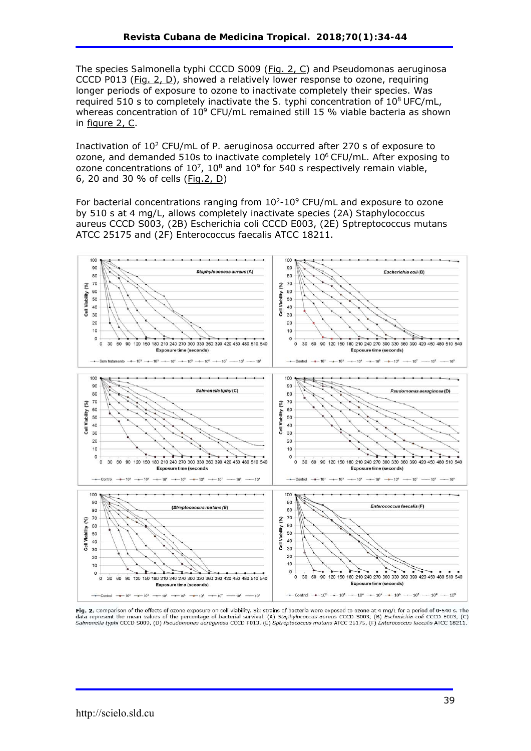The species Salmonella typhi CCCD S009 (Fig. 2, C) and Pseudomonas aeruginosa CCCD P013 (Fig. 2, D), showed a relatively lower response to ozone, requiring longer periods of exposure to ozone to inactivate completely their species. Was required 510 s to completely inactivate the S. typhi concentration of $10^8$ UFC/mL, whereas concentration of $10^9$ CFU/mL remained still 15 % viable bacteria as shown in figure 2, C.

Inactivation of $10^2$ CFU/mL of P. aeruginosa occurred after 270 s of exposure to ozone, and demanded 510s to inactivate completely $10^6$ CFU/mL. After exposing to ozone concentrations of $10^7$, $10^8$ and $10^9$ for 540 s respectively remain viable, 6, 20 and 30 % of cells (Fig.2, D)

For bacterial concentrations ranging from $10^2$-$10^9$ CFU/mL and exposure to ozone by 510 s at 4 mg/L, allows completely inactivate species (2A) Staphylococcus aureus CCCD S003, (2B) Escherichia coli CCCD E003, (2E) Sptreptococcus mutans ATCC 25175 and (2F) Enterococcus faecalis ATCC 18211.

**Fig. 2.** Comparison of the effects of ozone exposure on cell viability. Six strains of bacteria were exposed to ozone at 4 mg/L for a period of 0-540 s. The data represent the mean values of the percentage of bacterial survival. (A) *Staphylococcus aureus* CCCD S003, (B) *Escherichia coli* CCCD E003, (C) *Salmonella typhi* CCCD S009, (D) *Pseudomonas aeruginosa* CCCD P013, (E) *Sptreptococcus mutans* ATCC 25175, (F) *Enterococcus faecalis* ATCC 18211.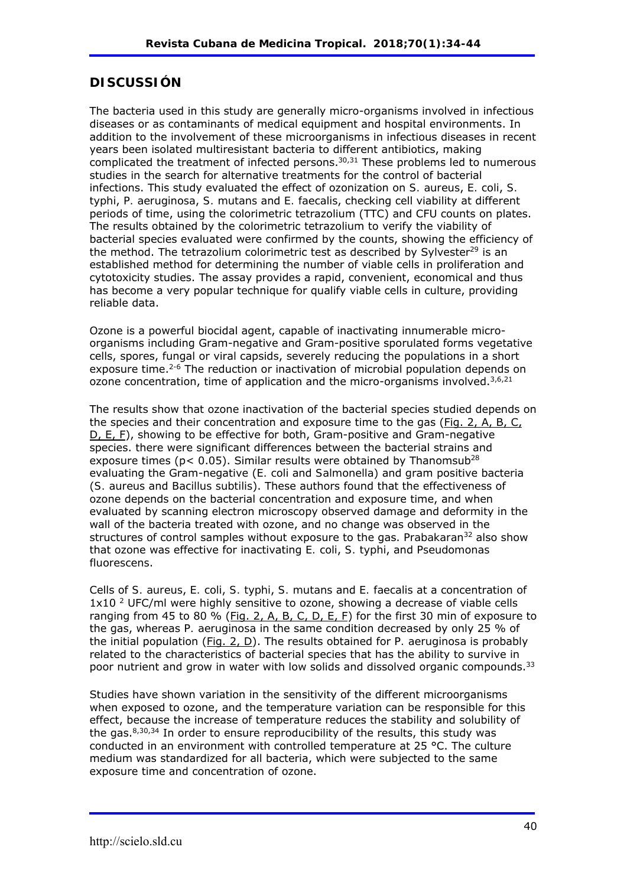## DISCUSSIÓN

The bacteria used in this study are generally micro-organisms involved in infectious diseases or as contaminants of medical equipment and hospital environments. In addition to the involvement of these microorganisms in infectious diseases in recent years been isolated multiresistant bacteria to different antibiotics, making complicated the treatment of infected persons.[30,31] These problems led to numerous studies in the search for alternative treatments for the control of bacterial infections. This study evaluated the effect of ozonization on *S. aureus*, *E. coli*, *S. typhi*, *P. aeruginosa*, *S. mutans* and *E. faecalis*, checking cell viability at different periods of time, using the colorimetric tetrazolium (TTC) and CFU counts on plates. The results obtained by the colorimetric tetrazolium to verify the viability of bacterial species evaluated were confirmed by the counts, showing the efficiency of the method. The tetrazolium colorimetric test as described by Sylvester[29] is an established method for determining the number of viable cells in proliferation and cytotoxicity studies. The assay provides a rapid, convenient, economical and thus has become a very popular technique for qualify viable cells in culture, providing reliable data.

Ozone is a powerful biocidal agent, capable of inactivating innumerable micro-organisms including Gram-negative and Gram-positive sporulated forms vegetative cells, spores, fungal or viral capsids, severely reducing the populations in a short exposure time.[2-6] The reduction or inactivation of microbial population depends on ozone concentration, time of application and the micro-organisms involved.[3,6,21]

The results show that ozone inactivation of the bacterial species studied depends on the species and their concentration and exposure time to the gas (Fig. 2, A, B, C, D, E, F), showing to be effective for both, Gram-positive and Gram-negative species. there were significant differences between the bacterial strains and exposure times ($p < 0.05$). Similar results were obtained by Thanomsub[28] evaluating the Gram-negative (*E. coli* and *Salmonella*) and gram positive bacteria (*S. aureus* and *Bacillus subtilis*). These authors found that the effectiveness of ozone depends on the bacterial concentration and exposure time, and when evaluated by scanning electron microscopy observed damage and deformity in the wall of the bacteria treated with ozone, and no change was observed in the structures of control samples without exposure to the gas. Prabakaran[32] also show that ozone was effective for inactivating *E. coli*, *S. typhi*, and *Pseudomonas fluorescens*.

Cells of *S. aureus*, *E. coli*, *S. typhi*, *S. mutans* and *E. faecalis* at a concentration of $1 \times 10^2$ UFC/ml were highly sensitive to ozone, showing a decrease of viable cells ranging from 45 to 80 % (Fig. 2, A, B, C, D, E, F) for the first 30 min of exposure to the gas, whereas *P. aeruginosa* in the same condition decreased by only 25 % of the initial population (Fig. 2, D). The results obtained for *P. aeruginosa* is probably related to the characteristics of bacterial species that has the ability to survive in poor nutrient and grow in water with low solids and dissolved organic compounds.[33]

Studies have shown variation in the sensitivity of the different microorganisms when exposed to ozone, and the temperature variation can be responsible for this effect, because the increase of temperature reduces the stability and solubility of the gas.[8,30,34] In order to ensure reproducibility of the results, this study was conducted in an environment with controlled temperature at 25 °C. The culture medium was standardized for all bacteria, which were subjected to the same exposure time and concentration of ozone.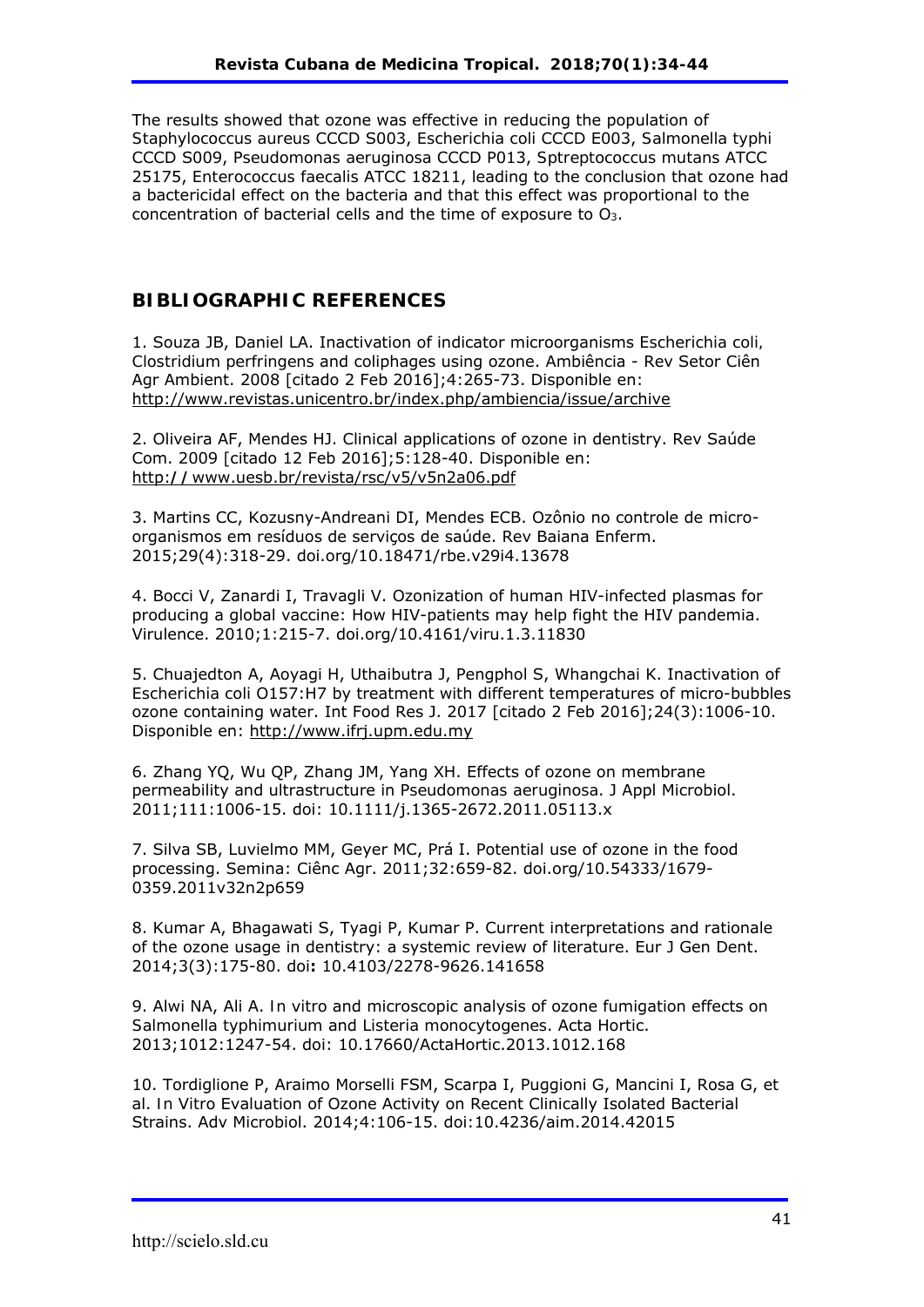The results showed that ozone was effective in reducing the population of *Staphylococcus aureus* CCCD S003, *Escherichia coli* CCCD E003, *Salmonella typhi* CCCD S009, *Pseudomonas aeruginosa* CCCD P013, *Sptreptococcus mutans* ATCC 25175, *Enterococcus faecalis* ATCC 18211, leading to the conclusion that ozone had a bactericidal effect on the bacteria and that this effect was proportional to the concentration of bacterial cells and the time of exposure to $O_3$.

## BIBLIOGRAPHIC REFERENCES

1. Souza JB, Daniel LA. Inactivation of indicator microorganisms *Escherichia coli*, *Clostridium perfringens* and coliphages using ozone. Ambiência - Rev Setor Ciên Agr Ambient. 2008 [citado 2 Feb 2016];4:265-73. Disponible en: http://www.revistas.unicentro.br/index.php/ambiencia/issue/archive

2. Oliveira AF, Mendes HJ. Clinical applications of ozone in dentistry. Rev Saúde Com. 2009 [citado 12 Feb 2016];5:128-40. Disponible en: http:// www.uesb.br/revista/rsc/v5/v5n2a06.pdf

3. Martins CC, Kozusny-Andreani DI, Mendes ECB. Ozônio no controle de micro-organismos em resíduos de serviços de saúde. Rev Baiana Enferm. 2015;29(4):318-29. doi.org/10.18471/rbe.v29i4.13678

4. Bocci V, Zanardi I, Travagli V. Ozonization of human HIV-infected plasmas for producing a global vaccine: How HIV-patients may help fight the HIV pandemia. Virulence. 2010;1:215-7. doi.org/10.4161/viru.1.3.11830

5. Chuajedton A, Aoyagi H, Uthaibutra J, Pengphol S, Whangchai K. Inactivation of *Escherichia coli* O157:H7 by treatment with different temperatures of micro-bubbles ozone containing water. Int Food Res J. 2017 [citado 2 Feb 2016];24(3):1006-10. Disponible en: http://www.ifrj.upm.edu.my

6. Zhang YQ, Wu QP, Zhang JM, Yang XH. Effects of ozone on membrane permeability and ultrastructure in *Pseudomonas aeruginosa*. J Appl Microbiol. 2011;111:1006-15. doi: 10.1111/j.1365-2672.2011.05113.x

7. Silva SB, Luvielmo MM, Geyer MC, Prá I. Potential use of ozone in the food processing. Semina: Ciênc Agr. 2011;32:659-82. doi.org/10.54333/1679-0359.2011v32n2p659

8. Kumar A, Bhagawati S, Tyagi P, Kumar P. Current interpretations and rationale of the ozone usage in dentistry: a systemic review of literature. Eur J Gen Dent. 2014;3(3):175-80. doi**:** 10.4103/2278-9626.141658

9. Alwi NA, Ali A. *In vitro* and microscopic analysis of ozone fumigation effects on *Salmonella typhimurium* and *Listeria monocytogenes*. Acta Hortic. 2013;1012:1247-54. doi: 10.17660/ActaHortic.2013.1012.168

10. Tordiglione P, Araimo Morselli FSM, Scarpa I, Puggioni G, Mancini I, Rosa G, et al. *In Vitro* Evaluation of Ozone Activity on Recent Clinically Isolated Bacterial Strains. Adv Microbiol. 2014;4:106-15. doi:10.4236/aim.2014.42015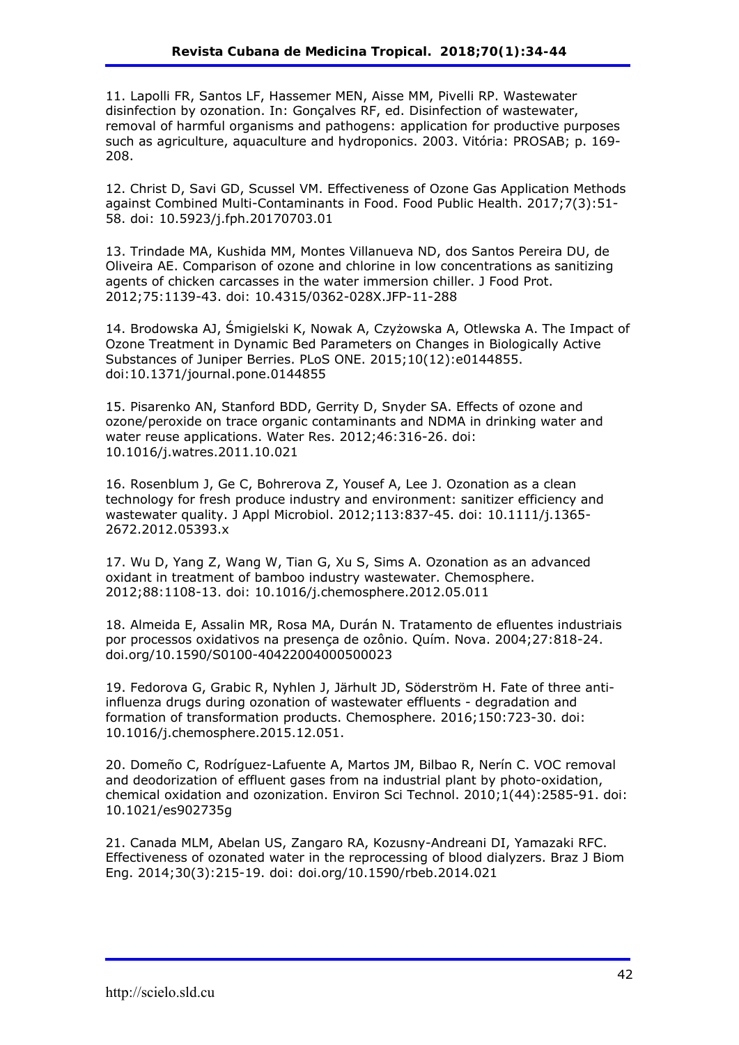11. Lapolli FR, Santos LF, Hassemer MEN, Aisse MM, Pivelli RP. Wastewater disinfection by ozonation. In: Gonçalves RF, ed. Disinfection of wastewater, removal of harmful organisms and pathogens: application for productive purposes such as agriculture, aquaculture and hydroponics. 2003. Vitória: PROSAB; p. 169-208.

12. Christ D, Savi GD, Scussel VM. Effectiveness of Ozone Gas Application Methods against Combined Multi-Contaminants in Food. Food Public Health. 2017;7(3):51-58. doi: 10.5923/j.fph.20170703.01

13. Trindade MA, Kushida MM, Montes Villanueva ND, dos Santos Pereira DU, de Oliveira AE. Comparison of ozone and chlorine in low concentrations as sanitizing agents of chicken carcasses in the water immersion chiller. J Food Prot. 2012;75:1139-43. doi: 10.4315/0362-028X.JFP-11-288

14. Brodowska AJ, Śmigielski K, Nowak A, Czyżowska A, Otlewska A. The Impact of Ozone Treatment in Dynamic Bed Parameters on Changes in Biologically Active Substances of Juniper Berries. PLoS ONE. 2015;10(12):e0144855. doi:10.1371/journal.pone.0144855

15. Pisarenko AN, Stanford BDD, Gerrity D, Snyder SA. Effects of ozone and ozone/peroxide on trace organic contaminants and NDMA in drinking water and water reuse applications. Water Res. 2012;46:316-26. doi: 10.1016/j.watres.2011.10.021

16. Rosenblum J, Ge C, Bohrerova Z, Yousef A, Lee J. Ozonation as a clean technology for fresh produce industry and environment: sanitizer efficiency and wastewater quality. J Appl Microbiol. 2012;113:837-45. doi: 10.1111/j.1365-2672.2012.05393.x

17. Wu D, Yang Z, Wang W, Tian G, Xu S, Sims A. Ozonation as an advanced oxidant in treatment of bamboo industry wastewater. Chemosphere. 2012;88:1108-13. doi: 10.1016/j.chemosphere.2012.05.011

18. Almeida E, Assalin MR, Rosa MA, Durán N. Tratamento de efluentes industriais por processos oxidativos na presença de ozônio. Quím. Nova. 2004;27:818-24. doi.org/10.1590/S0100-40422004000500023

19. Fedorova G, Grabic R, Nyhlen J, Järhult JD, Söderström H. Fate of three anti-influenza drugs during ozonation of wastewater effluents - degradation and formation of transformation products. Chemosphere. 2016;150:723-30. doi: 10.1016/j.chemosphere.2015.12.051.

20. Domeño C, Rodríguez-Lafuente A, Martos JM, Bilbao R, Nerín C. VOC removal and deodorization of effluent gases from na industrial plant by photo-oxidation, chemical oxidation and ozonization. Environ Sci Technol. 2010;1(44):2585-91. doi: 10.1021/es902735g

21. Canada MLM, Abelan US, Zangaro RA, Kozusny-Andreani DI, Yamazaki RFC. Effectiveness of ozonated water in the reprocessing of blood dialyzers. Braz J Biom Eng. 2014;30(3):215-19. doi: doi.org/10.1590/rbeb.2014.021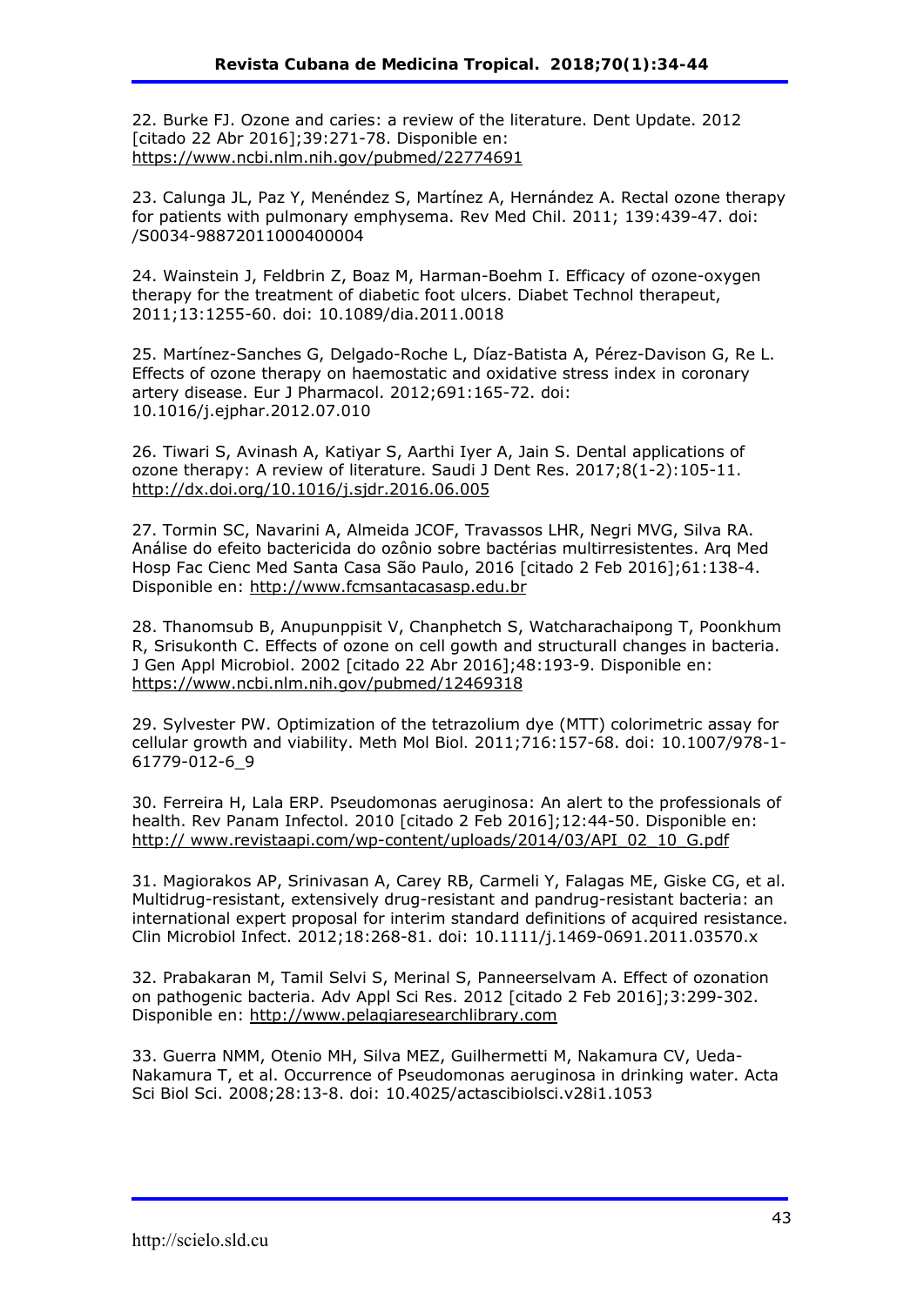22. Burke FJ. Ozone and caries: a review of the literature. Dent Update. 2012 [citado 22 Abr 2016];39:271-78. Disponible en: https://www.ncbi.nlm.nih.gov/pubmed/22774691

23. Calunga JL, Paz Y, Menéndez S, Martínez A, Hernández A. Rectal ozone therapy for patients with pulmonary emphysema. Rev Med Chil. 2011; 139:439-47. doi: /S0034-98872011000400004

24. Wainstein J, Feldbrin Z, Boaz M, Harman-Boehm I. Efficacy of ozone-oxygen therapy for the treatment of diabetic foot ulcers. Diabet Technol therapeut, 2011;13:1255-60. doi: 10.1089/dia.2011.0018

25. Martínez-Sanches G, Delgado-Roche L, Díaz-Batista A, Pérez-Davison G, Re L. Effects of ozone therapy on haemostatic and oxidative stress index in coronary artery disease. Eur J Pharmacol. 2012;691:165-72. doi: 10.1016/j.ejphar.2012.07.010

26. Tiwari S, Avinash A, Katiyar S, Aarthi Iyer A, Jain S. Dental applications of ozone therapy: A review of literature. Saudi J Dent Res. 2017;8(1-2):105-11. http://dx.doi.org/10.1016/j.sjdr.2016.06.005

27. Tormin SC, Navarini A, Almeida JCOF, Travassos LHR, Negri MVG, Silva RA. Análise do efeito bactericida do ozônio sobre bactérias multirresistentes. Arq Med Hosp Fac Cienc Med Santa Casa São Paulo, 2016 [citado 2 Feb 2016];61:138-4. Disponible en: http://www.fcmsantacasasp.edu.br

28. Thanomsub B, Anupunppisit V, Chanphetch S, Watcharachaipong T, Poonkhum R, Srisukonth C. Effects of ozone on cell gowth and structurall changes in bacteria. J Gen Appl Microbiol. 2002 [citado 22 Abr 2016];48:193-9. Disponible en: https://www.ncbi.nlm.nih.gov/pubmed/12469318

29. Sylvester PW. Optimization of the tetrazolium dye (MTT) colorimetric assay for cellular growth and viability. Meth Mol Biol. 2011;716:157-68. doi: 10.1007/978-1-61779-012-6_9

30. Ferreira H, Lala ERP. Pseudomonas aeruginosa: An alert to the professionals of health. Rev Panam Infectol. 2010 [citado 2 Feb 2016];12:44-50. Disponible en: http:// www.revistaapi.com/wp-content/uploads/2014/03/API_02_10_G.pdf

31. Magiorakos AP, Srinivasan A, Carey RB, Carmeli Y, Falagas ME, Giske CG, et al. Multidrug-resistant, extensively drug-resistant and pandrug-resistant bacteria: an international expert proposal for interim standard definitions of acquired resistance. Clin Microbiol Infect. 2012;18:268-81. doi: 10.1111/j.1469-0691.2011.03570.x

32. Prabakaran M, Tamil Selvi S, Merinal S, Panneerselvam A. Effect of ozonation on pathogenic bacteria. Adv Appl Sci Res. 2012 [citado 2 Feb 2016];3:299-302. Disponible en: http://www.pelagiaresearchlibrary.com

33. Guerra NMM, Otenio MH, Silva MEZ, Guilhermetti M, Nakamura CV, Ueda-Nakamura T, et al. Occurrence of Pseudomonas aeruginosa in drinking water. Acta Sci Biol Sci. 2008;28:13-8. doi: 10.4025/actascibiolsci.v28i1.1053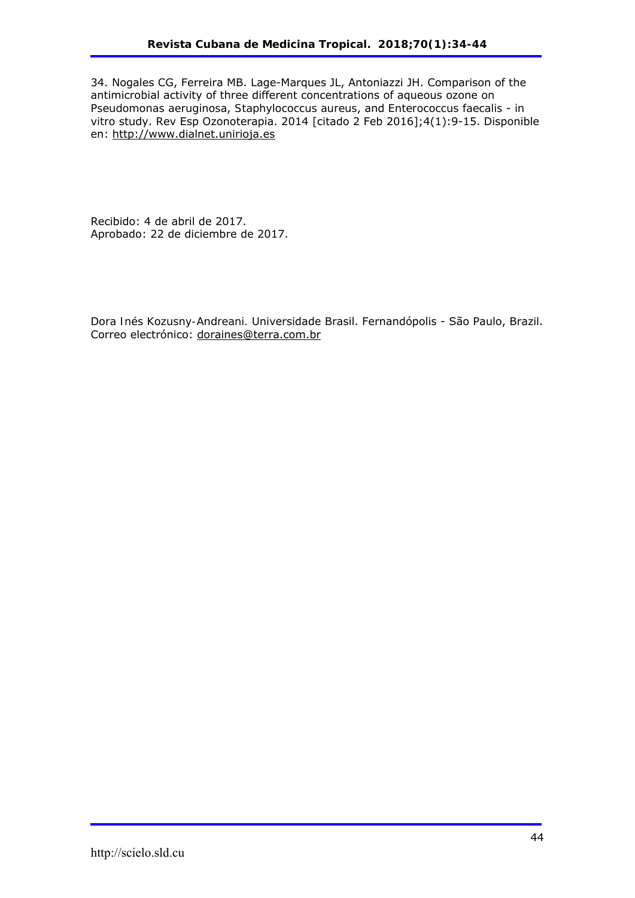34. Nogales CG, Ferreira MB. Lage-Marques JL, Antoniazzi JH. Comparison of the antimicrobial activity of three different concentrations of aqueous ozone on Pseudomonas aeruginosa, Staphylococcus aureus, and Enterococcus faecalis - in vitro study. Rev Esp Ozonoterapia. 2014 [citado 2 Feb 2016];4(1):9-15. Disponible en: http://www.dialnet.unirioja.es

Recibido: 4 de abril de 2017.
Aprobado: 22 de diciembre de 2017.

Dora Inés Kozusny-Andreani. Universidade Brasil. Fernandópolis - São Paulo, Brazil. Correo electrónico: doraines@terra.com.br